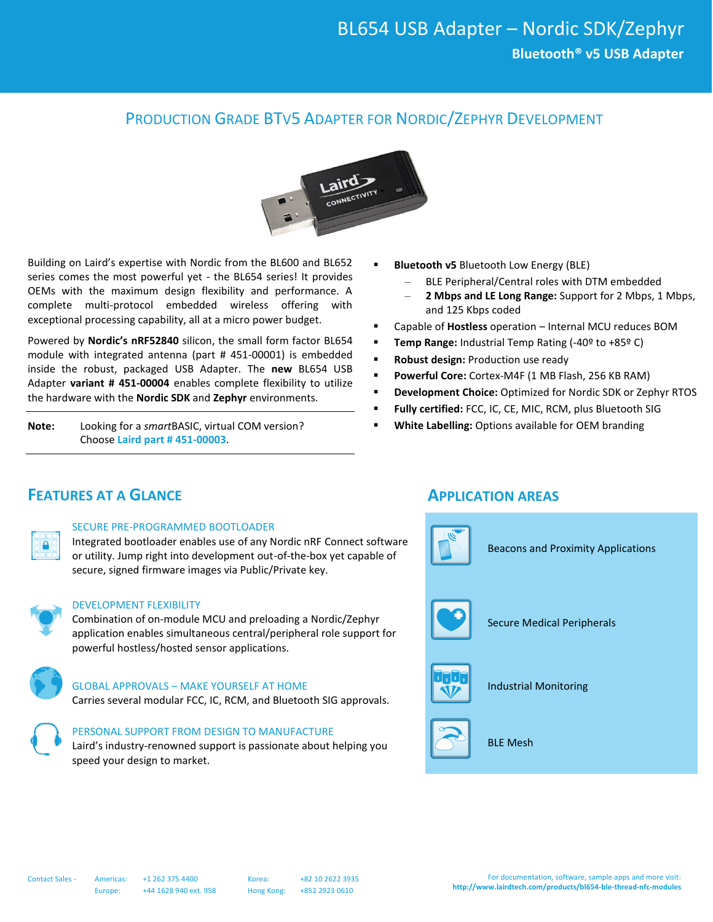# BL654 USB Adapter – Nordic SDK/Zephyr

**Bluetooth® v5 USB Adapter**

## PRODUCTION GRADE BTV5 ADAPTER FOR NORDIC/ZEPHYR DEVELOPMENT

Building on Laird's expertise with Nordic from the BL600 and BL652 series comes the most powerful yet - the BL654 series! It provides OEMs with the maximum design flexibility and performance. A complete multi-protocol embedded wireless offering with exceptional processing capability, all at a micro power budget.

Powered by **Nordic's nRF52840** silicon, the small form factor BL654 module with integrated antenna (part # 451-00001) is embedded inside the robust, packaged USB Adapter. The **new** BL654 USB Adapter **variant # 451-00004** enables complete flexibility to utilize the hardware with the **Nordic SDK** and **Zephyr** environments.

**Note:** Looking for a *smart*BASIC, virtual COM version? Choose Laird part # 451-00003.

- **Bluetooth v5** Bluetooth Low Energy (BLE)
  - BLE Peripheral/Central roles with DTM embedded
  - **2 Mbps and LE Long Range:** Support for 2 Mbps, 1 Mbps, and 125 Kbps coded
- Capable of **Hostless** operation – Internal MCU reduces BOM
- **Temp Range:** Industrial Temp Rating (-40º to +85º C)
- **Robust design:** Production use ready
- **Powerful Core:** Cortex-M4F (1 MB Flash, 256 KB RAM)
- **Development Choice:** Optimized for Nordic SDK or Zephyr RTOS
- **Fully certified:** FCC, IC, CE, MIC, RCM, plus Bluetooth SIG
- **White Labelling:** Options available for OEM branding

## FEATURES AT A GLANCE

### SECURE PRE-PROGRAMMED BOOTLOADER

Integrated bootloader enables use of any Nordic nRF Connect software or utility. Jump right into development out-of-the-box yet capable of secure, signed firmware images via Public/Private key.

### DEVELOPMENT FLEXIBILITY

Combination of on-module MCU and preloading a Nordic/Zephyr application enables simultaneous central/peripheral role support for powerful hostless/hosted sensor applications.

### GLOBAL APPROVALS – MAKE YOURSELF AT HOME

Carries several modular FCC, IC, RCM, and Bluetooth SIG approvals.

### PERSONAL SUPPORT FROM DESIGN TO MANUFACTURE

Laird's industry-renowned support is passionate about helping you speed your design to market.

## APPLICATION AREAS

- Beacons and Proximity Applications
- Secure Medical Peripherals
- Industrial Monitoring
- BLE Mesh

Contact Sales - Americas: +1 262 375 4400 | Europe: +44 1628 940 ext. 958 | Korea: +82 10 2622 3935 | Hong Kong: +852 2923 0610

For documentation, software, sample apps and more visit: http://www.lairdtech.com/products/bl654-ble-thread-nfc-modules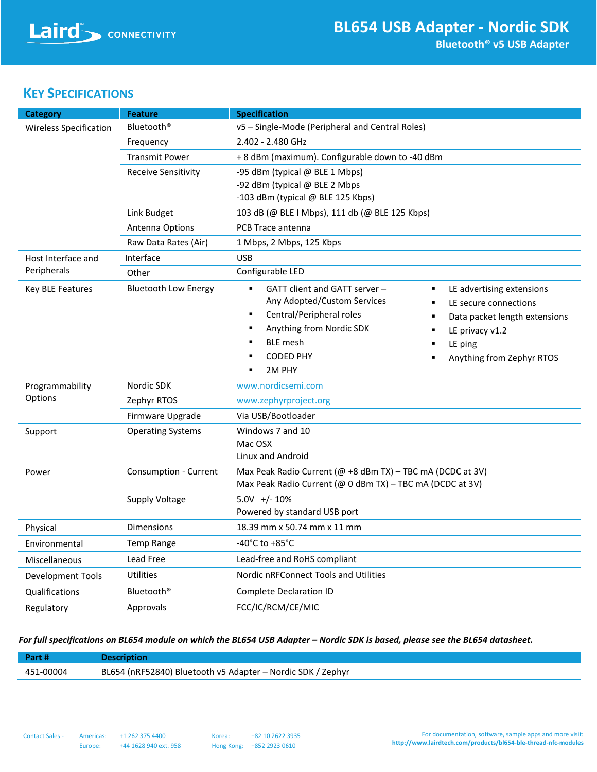# BL654 USB Adapter - Nordic SDK

**Bluetooth® v5 USB Adapter**

## KEY SPECIFICATIONS

| Category | Feature | Specification |
|---|---|---|
| Wireless Specification | Bluetooth® | v5 – Single-Mode (Peripheral and Central Roles) |
| | Frequency | 2.402 - 2.480 GHz |
| | Transmit Power | + 8 dBm (maximum). Configurable down to -40 dBm |
| | Receive Sensitivity | -95 dBm (typical @ BLE 1 Mbps)<br>-92 dBm (typical @ BLE 2 Mbps<br>-103 dBm (typical @ BLE 125 Kbps) |
| | Link Budget | 103 dB (@ BLE I Mbps), 111 db (@ BLE 125 Kbps) |
| | Antenna Options | PCB Trace antenna |
| | Raw Data Rates (Air) | 1 Mbps, 2 Mbps, 125 Kbps |
| Host Interface and Peripherals | Interface | USB |
| | Other | Configurable LED |
| Key BLE Features | Bluetooth Low Energy | ▪ GATT client and GATT server – Any Adopted/Custom Services<br>▪ Central/Peripheral roles<br>▪ Anything from Nordic SDK<br>▪ BLE mesh<br>▪ CODED PHY<br>▪ 2M PHY<br>▪ LE advertising extensions<br>▪ LE secure connections<br>▪ Data packet length extensions<br>▪ LE privacy v1.2<br>▪ LE ping<br>▪ Anything from Zephyr RTOS |
| Programmability Options | Nordic SDK | www.nordicsemi.com |
| | Zephyr RTOS | www.zephyrproject.org |
| | Firmware Upgrade | Via USB/Bootloader |
| Support | Operating Systems | Windows 7 and 10<br>Mac OSX<br>Linux and Android |
| Power | Consumption - Current | Max Peak Radio Current (@ +8 dBm TX) – TBC mA (DCDC at 3V)<br>Max Peak Radio Current (@ 0 dBm TX) – TBC mA (DCDC at 3V) |
| | Supply Voltage | 5.0V +/- 10%<br>Powered by standard USB port |
| Physical | Dimensions | 18.39 mm x 50.74 mm x 11 mm |
| Environmental | Temp Range | -40°C to +85°C |
| Miscellaneous | Lead Free | Lead-free and RoHS compliant |
| Development Tools | Utilities | Nordic nRFConnect Tools and Utilities |
| Qualifications | Bluetooth® | Complete Declaration ID |
| Regulatory | Approvals | FCC/IC/RCM/CE/MIC |

***For full specifications on BL654 module on which the BL654 USB Adapter – Nordic SDK is based, please see the BL654 datasheet.***

| Part # | Description |
|---|---|
| 451-00004 | BL654 (nRF52840) Bluetooth v5 Adapter – Nordic SDK / Zephyr |

Contact Sales - Americas: +1 262 375 4400 Korea: +82 10 2622 3935
Europe: +44 1628 940 ext. 958 Hong Kong: +852 2923 0610

For documentation, software, sample apps and more visit:
http://www.lairdtech.com/products/bl654-ble-thread-nfc-modules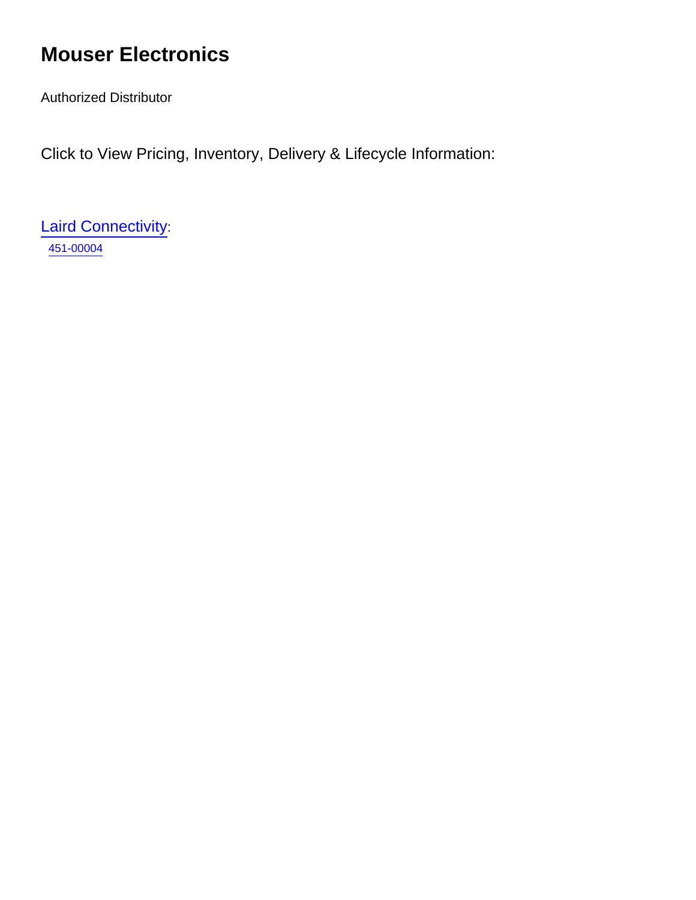# Mouser Electronics

Authorized Distributor

Click to View Pricing, Inventory, Delivery & Lifecycle Information:

Laird Connectivity:

451-00004